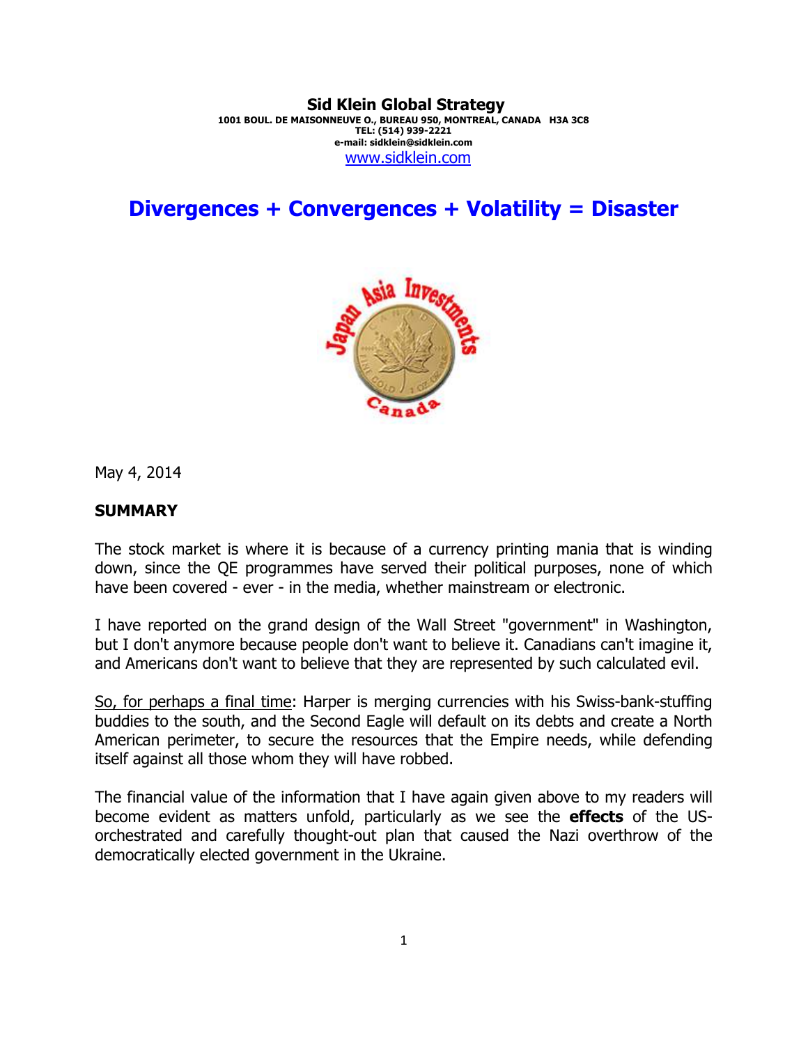**Sid Klein Global Strategy**
**1001 BOUL. DE MAISONNEUVE O., BUREAU 950, MONTREAL, CANADA H3A 3C8**
**TEL: (514) 939-2221**
**e-mail: sidklein@sidklein.com**
www.sidklein.com

# Divergences + Convergences + Volatility = Disaster

May 4, 2014

**SUMMARY**

The stock market is where it is because of a currency printing mania that is winding down, since the QE programmes have served their political purposes, none of which have been covered - ever - in the media, whether mainstream or electronic.

I have reported on the grand design of the Wall Street "government" in Washington, but I don't anymore because people don't want to believe it. Canadians can't imagine it, and Americans don't want to believe that they are represented by such calculated evil.

So, for perhaps a final time: Harper is merging currencies with his Swiss-bank-stuffing buddies to the south, and the Second Eagle will default on its debts and create a North American perimeter, to secure the resources that the Empire needs, while defending itself against all those whom they will have robbed.

The financial value of the information that I have again given above to my readers will become evident as matters unfold, particularly as we see the **effects** of the US-orchestrated and carefully thought-out plan that caused the Nazi overthrow of the democratically elected government in the Ukraine.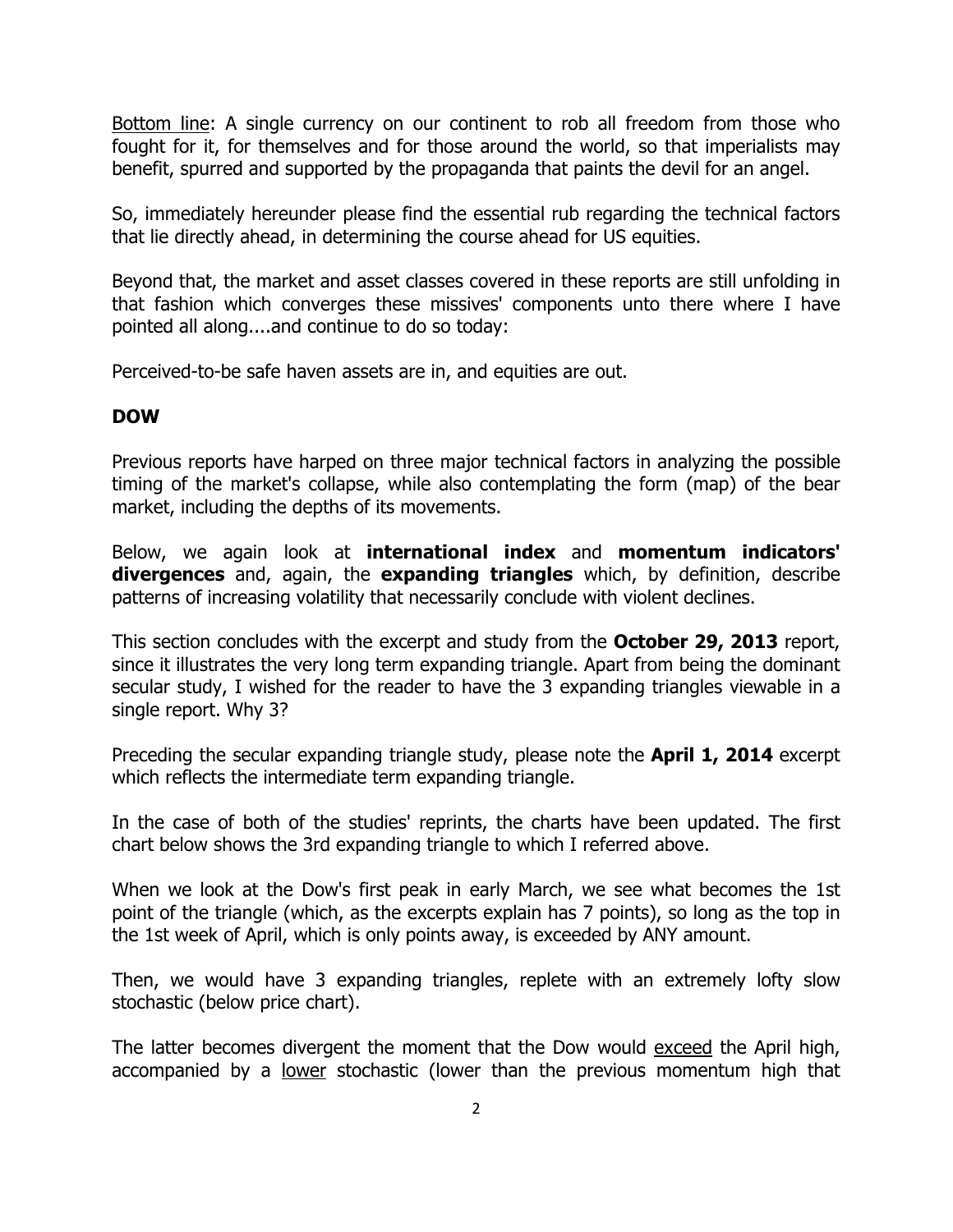Bottom line: A single currency on our continent to rob all freedom from those who fought for it, for themselves and for those around the world, so that imperialists may benefit, spurred and supported by the propaganda that paints the devil for an angel.

So, immediately hereunder please find the essential rub regarding the technical factors that lie directly ahead, in determining the course ahead for US equities.

Beyond that, the market and asset classes covered in these reports are still unfolding in that fashion which converges these missives' components unto there where I have pointed all along....and continue to do so today:

Perceived-to-be safe haven assets are in, and equities are out.

**DOW**

Previous reports have harped on three major technical factors in analyzing the possible timing of the market's collapse, while also contemplating the form (map) of the bear market, including the depths of its movements.

Below, we again look at **international index** and **momentum indicators' divergences** and, again, the **expanding triangles** which, by definition, describe patterns of increasing volatility that necessarily conclude with violent declines.

This section concludes with the excerpt and study from the **October 29, 2013** report, since it illustrates the very long term expanding triangle. Apart from being the dominant secular study, I wished for the reader to have the 3 expanding triangles viewable in a single report. Why 3?

Preceding the secular expanding triangle study, please note the **April 1, 2014** excerpt which reflects the intermediate term expanding triangle.

In the case of both of the studies' reprints, the charts have been updated. The first chart below shows the 3rd expanding triangle to which I referred above.

When we look at the Dow's first peak in early March, we see what becomes the 1st point of the triangle (which, as the excerpts explain has 7 points), so long as the top in the 1st week of April, which is only points away, is exceeded by ANY amount.

Then, we would have 3 expanding triangles, replete with an extremely lofty slow stochastic (below price chart).

The latter becomes divergent the moment that the Dow would exceed the April high, accompanied by a lower stochastic (lower than the previous momentum high that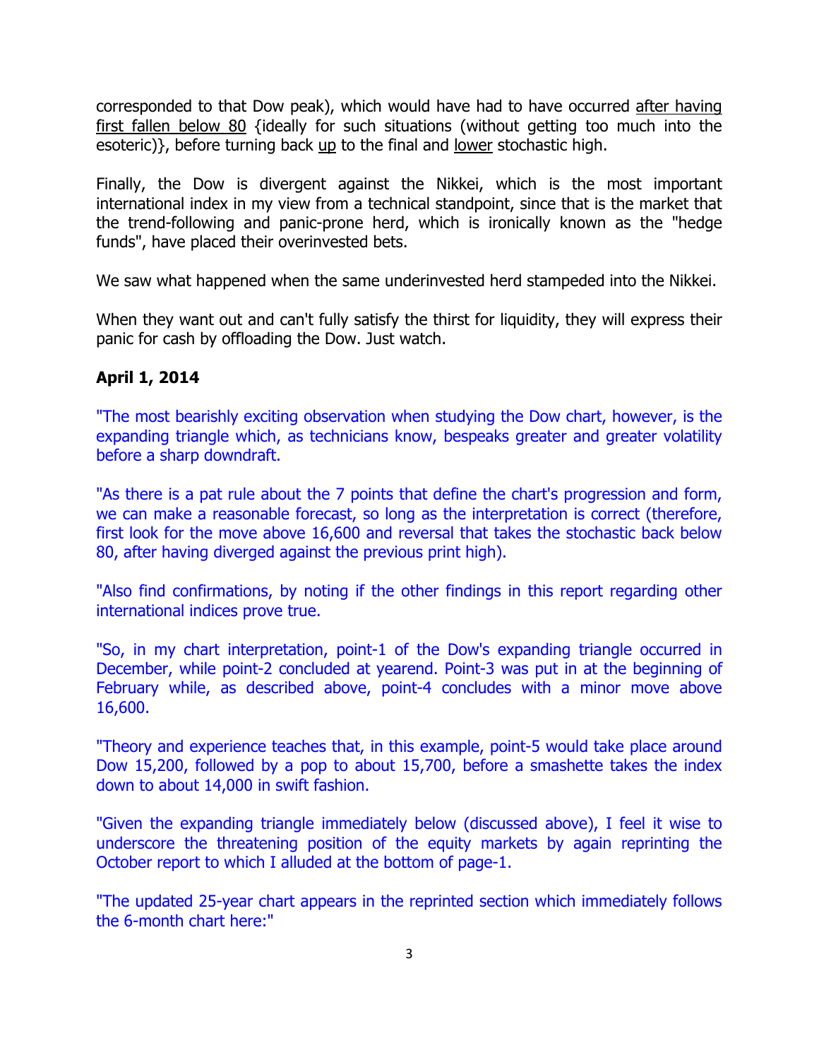corresponded to that Dow peak), which would have had to have occurred <u>after having first fallen below 80</u> {ideally for such situations (without getting too much into the esoteric)}, before turning back <u>up</u> to the final and <u>lower</u> stochastic high.

Finally, the Dow is divergent against the Nikkei, which is the most important international index in my view from a technical standpoint, since that is the market that the trend-following and panic-prone herd, which is ironically known as the "hedge funds", have placed their overinvested bets.

We saw what happened when the same underinvested herd stampeded into the Nikkei.

When they want out and can't fully satisfy the thirst for liquidity, they will express their panic for cash by offloading the Dow. Just watch.

**April 1, 2014**

"The most bearishly exciting observation when studying the Dow chart, however, is the expanding triangle which, as technicians know, bespeaks greater and greater volatility before a sharp downdraft.

"As there is a pat rule about the 7 points that define the chart's progression and form, we can make a reasonable forecast, so long as the interpretation is correct (therefore, first look for the move above 16,600 and reversal that takes the stochastic back below 80, after having diverged against the previous print high).

"Also find confirmations, by noting if the other findings in this report regarding other international indices prove true.

"So, in my chart interpretation, point-1 of the Dow's expanding triangle occurred in December, while point-2 concluded at yearend. Point-3 was put in at the beginning of February while, as described above, point-4 concludes with a minor move above 16,600.

"Theory and experience teaches that, in this example, point-5 would take place around Dow 15,200, followed by a pop to about 15,700, before a smashette takes the index down to about 14,000 in swift fashion.

"Given the expanding triangle immediately below (discussed above), I feel it wise to underscore the threatening position of the equity markets by again reprinting the October report to which I alluded at the bottom of page-1.

"The updated 25-year chart appears in the reprinted section which immediately follows the 6-month chart here:"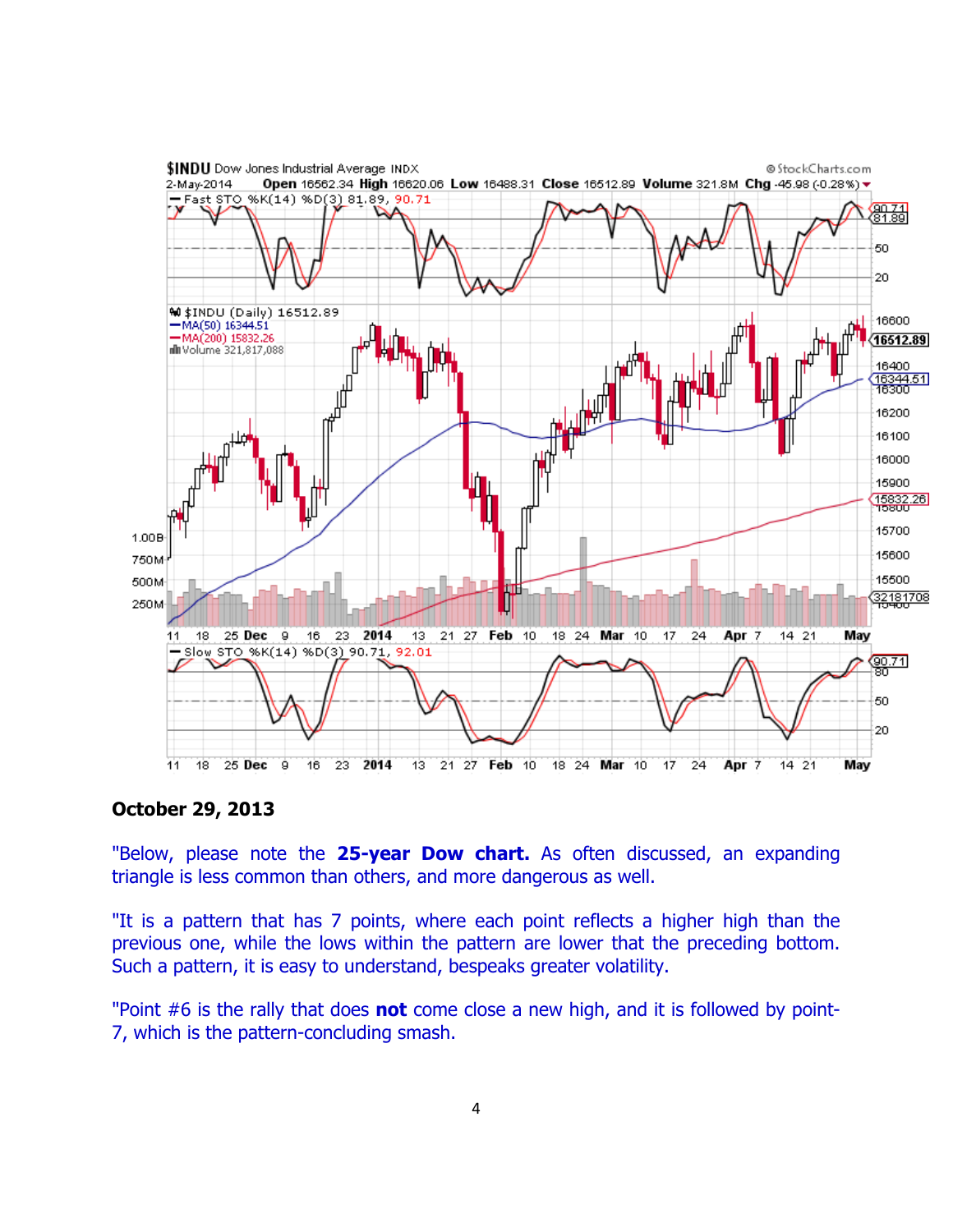**October 29, 2013**

"Below, please note the **25-year Dow chart.** As often discussed, an expanding triangle is less common than others, and more dangerous as well.

"It is a pattern that has 7 points, where each point reflects a higher high than the previous one, while the lows within the pattern are lower that the preceding bottom. Such a pattern, it is easy to understand, bespeaks greater volatility.

"Point #6 is the rally that does **not** come close a new high, and it is followed by point-7, which is the pattern-concluding smash.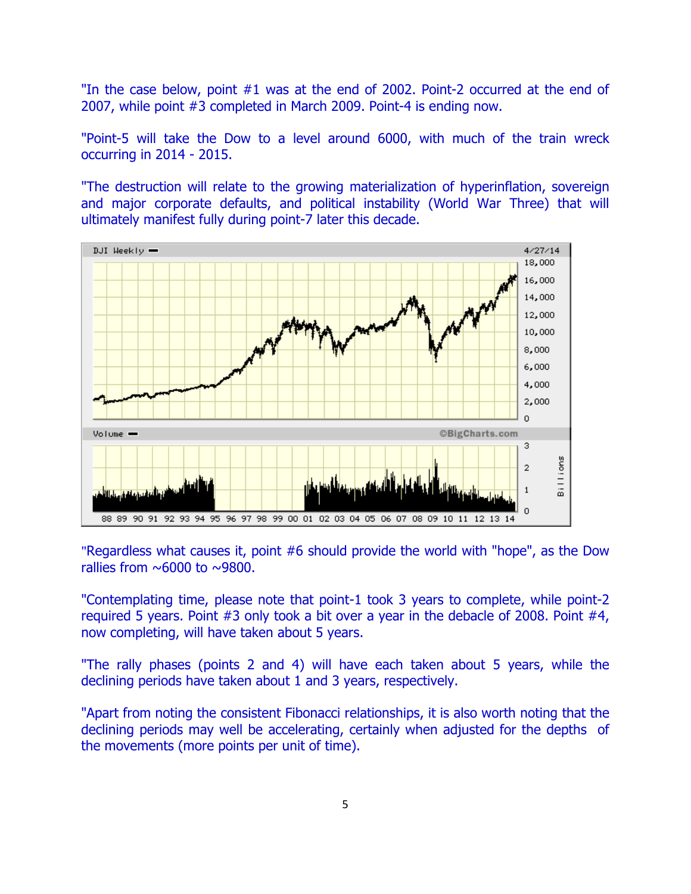"In the case below, point #1 was at the end of 2002. Point-2 occurred at the end of 2007, while point #3 completed in March 2009. Point-4 is ending now.

"Point-5 will take the Dow to a level around 6000, with much of the train wreck occurring in 2014 - 2015.

"The destruction will relate to the growing materialization of hyperinflation, sovereign and major corporate defaults, and political instability (World War Three) that will ultimately manifest fully during point-7 later this decade.

"Regardless what causes it, point #6 should provide the world with "hope", as the Dow rallies from ~6000 to ~9800.

"Contemplating time, please note that point-1 took 3 years to complete, while point-2 required 5 years. Point #3 only took a bit over a year in the debacle of 2008. Point #4, now completing, will have taken about 5 years.

"The rally phases (points 2 and 4) will have each taken about 5 years, while the declining periods have taken about 1 and 3 years, respectively.

"Apart from noting the consistent Fibonacci relationships, it is also worth noting that the declining periods may well be accelerating, certainly when adjusted for the depths of the movements (more points per unit of time).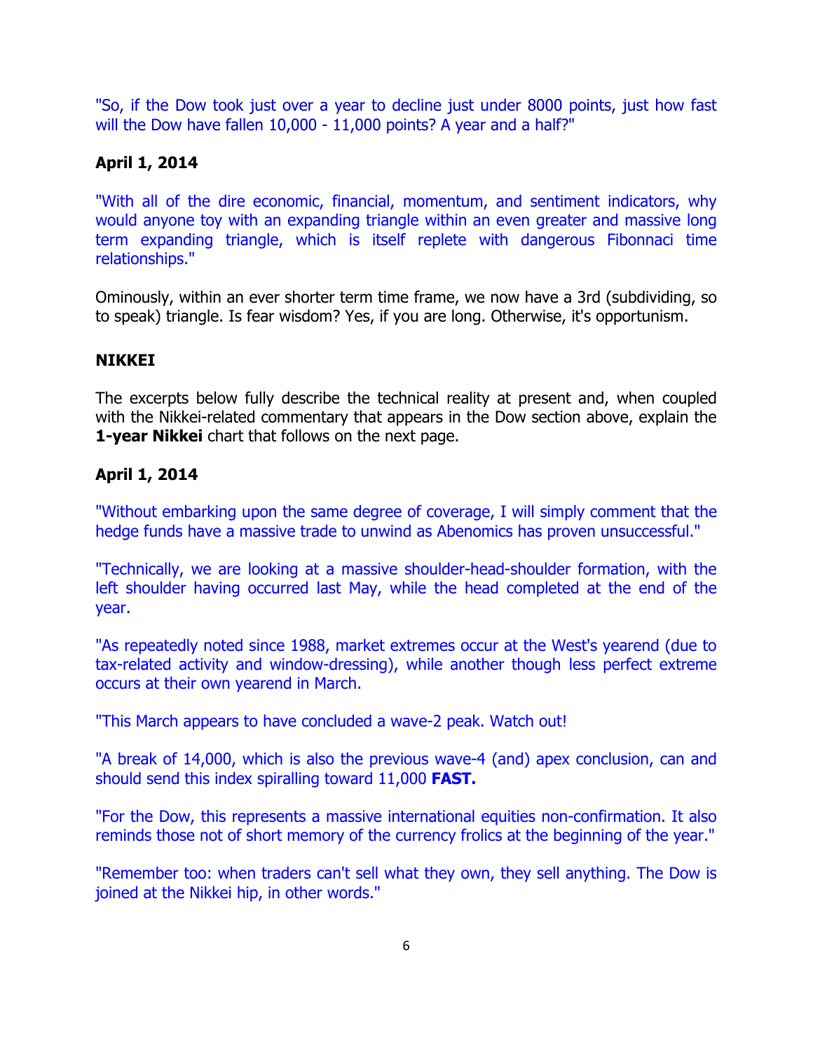"So, if the Dow took just over a year to decline just under 8000 points, just how fast will the Dow have fallen 10,000 - 11,000 points? A year and a half?"

**April 1, 2014**

"With all of the dire economic, financial, momentum, and sentiment indicators, why would anyone toy with an expanding triangle within an even greater and massive long term expanding triangle, which is itself replete with dangerous Fibonnaci time relationships."

Ominously, within an ever shorter term time frame, we now have a 3rd (subdividing, so to speak) triangle. Is fear wisdom? Yes, if you are long. Otherwise, it's opportunism.

**NIKKEI**

The excerpts below fully describe the technical reality at present and, when coupled with the Nikkei-related commentary that appears in the Dow section above, explain the **1-year Nikkei** chart that follows on the next page.

**April 1, 2014**

"Without embarking upon the same degree of coverage, I will simply comment that the hedge funds have a massive trade to unwind as Abenomics has proven unsuccessful."

"Technically, we are looking at a massive shoulder-head-shoulder formation, with the left shoulder having occurred last May, while the head completed at the end of the year.

"As repeatedly noted since 1988, market extremes occur at the West's yearend (due to tax-related activity and window-dressing), while another though less perfect extreme occurs at their own yearend in March.

"This March appears to have concluded a wave-2 peak. Watch out!

"A break of 14,000, which is also the previous wave-4 (and) apex conclusion, can and should send this index spiralling toward 11,000 **FAST.**

"For the Dow, this represents a massive international equities non-confirmation. It also reminds those not of short memory of the currency frolics at the beginning of the year."

"Remember too: when traders can't sell what they own, they sell anything. The Dow is joined at the Nikkei hip, in other words."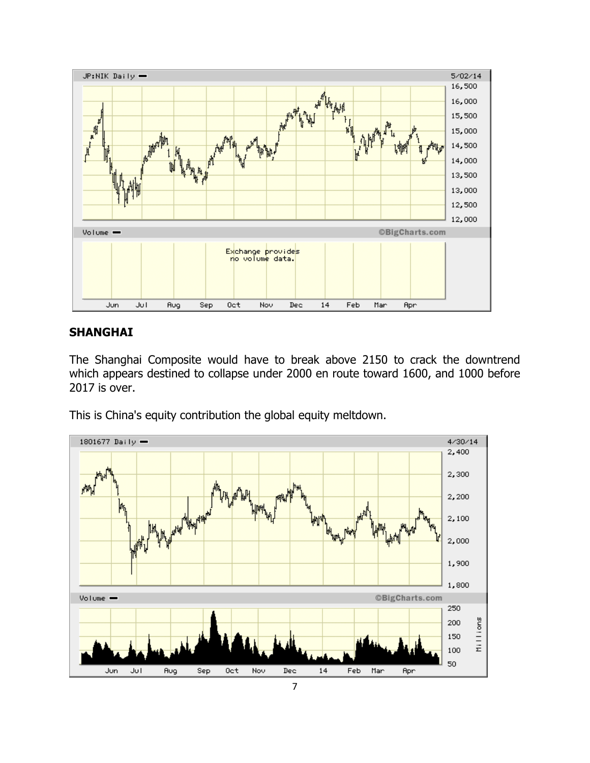## SHANGHAI

The Shanghai Composite would have to break above 2150 to crack the downtrend which appears destined to collapse under 2000 en route toward 1600, and 1000 before 2017 is over.

This is China's equity contribution the global equity meltdown.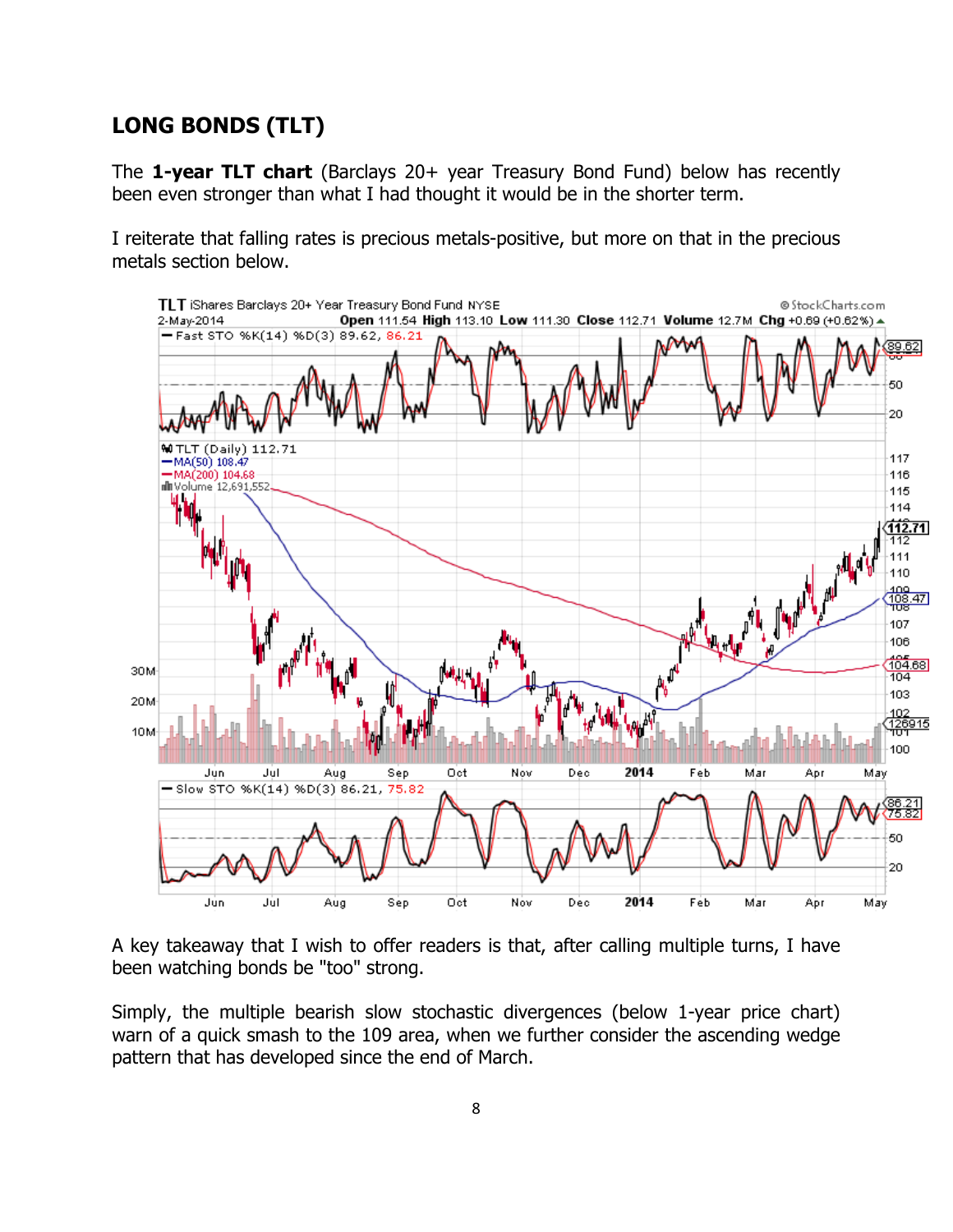## LONG BONDS (TLT)

The **1-year TLT chart** (Barclays 20+ year Treasury Bond Fund) below has recently been even stronger than what I had thought it would be in the shorter term.

I reiterate that falling rates is precious metals-positive, but more on that in the precious metals section below.

A key takeaway that I wish to offer readers is that, after calling multiple turns, I have been watching bonds be "too" strong.

Simply, the multiple bearish slow stochastic divergences (below 1-year price chart) warn of a quick smash to the 109 area, when we further consider the ascending wedge pattern that has developed since the end of March.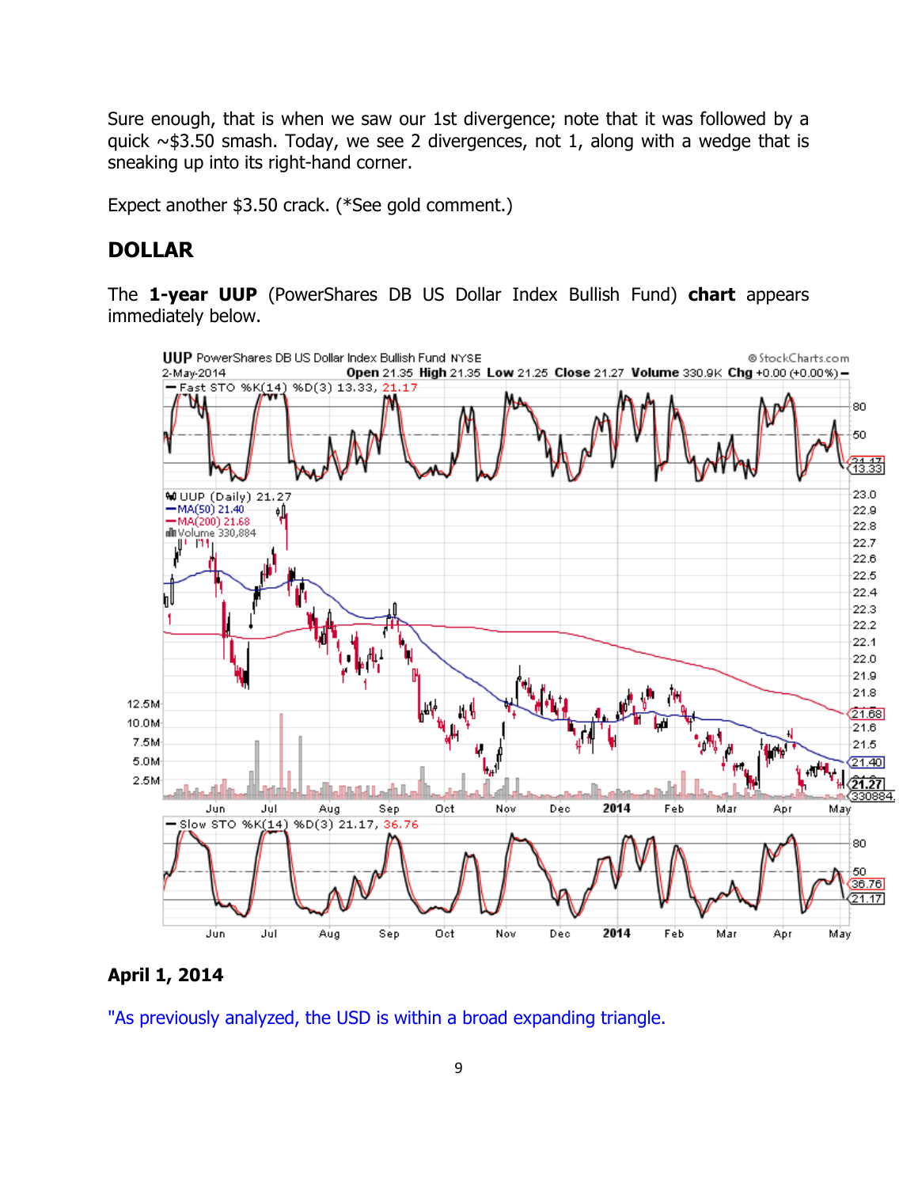Sure enough, that is when we saw our 1st divergence; note that it was followed by a quick ~$3.50 smash. Today, we see 2 divergences, not 1, along with a wedge that is sneaking up into its right-hand corner.

Expect another $3.50 crack. (*See gold comment.)

## DOLLAR

The **1-year UUP** (PowerShares DB US Dollar Index Bullish Fund) **chart** appears immediately below.

**April 1, 2014**

"As previously analyzed, the USD is within a broad expanding triangle.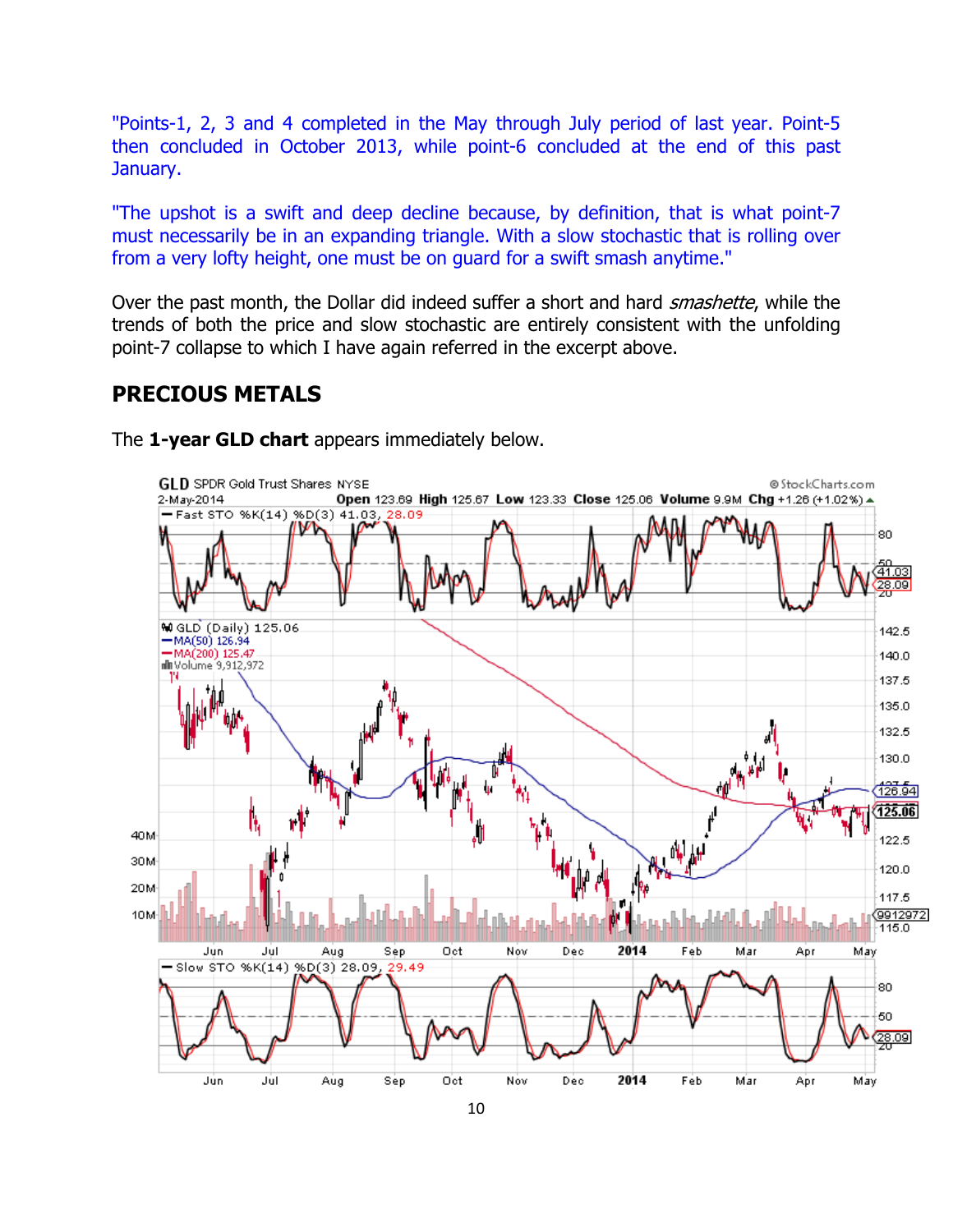"Points-1, 2, 3 and 4 completed in the May through July period of last year. Point-5 then concluded in October 2013, while point-6 concluded at the end of this past January.

"The upshot is a swift and deep decline because, by definition, that is what point-7 must necessarily be in an expanding triangle. With a slow stochastic that is rolling over from a very lofty height, one must be on guard for a swift smash anytime."

Over the past month, the Dollar did indeed suffer a short and hard *smashette*, while the trends of both the price and slow stochastic are entirely consistent with the unfolding point-7 collapse to which I have again referred in the excerpt above.

## PRECIOUS METALS

The **1-year GLD chart** appears immediately below.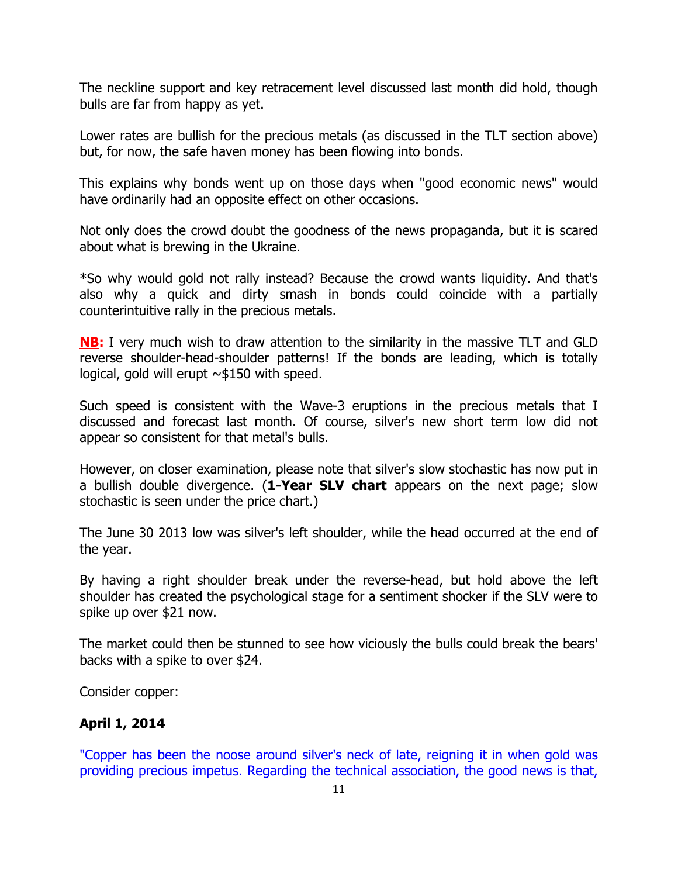The neckline support and key retracement level discussed last month did hold, though bulls are far from happy as yet.

Lower rates are bullish for the precious metals (as discussed in the TLT section above) but, for now, the safe haven money has been flowing into bonds.

This explains why bonds went up on those days when "good economic news" would have ordinarily had an opposite effect on other occasions.

Not only does the crowd doubt the goodness of the news propaganda, but it is scared about what is brewing in the Ukraine.

*So why would gold not rally instead? Because the crowd wants liquidity. And that's also why a quick and dirty smash in bonds could coincide with a partially counterintuitive rally in the precious metals.

**NB:** I very much wish to draw attention to the similarity in the massive TLT and GLD reverse shoulder-head-shoulder patterns! If the bonds are leading, which is totally logical, gold will erupt ~$150 with speed.

Such speed is consistent with the Wave-3 eruptions in the precious metals that I discussed and forecast last month. Of course, silver's new short term low did not appear so consistent for that metal's bulls.

However, on closer examination, please note that silver's slow stochastic has now put in a bullish double divergence. (**1-Year SLV chart** appears on the next page; slow stochastic is seen under the price chart.)

The June 30 2013 low was silver's left shoulder, while the head occurred at the end of the year.

By having a right shoulder break under the reverse-head, but hold above the left shoulder has created the psychological stage for a sentiment shocker if the SLV were to spike up over $21 now.

The market could then be stunned to see how viciously the bulls could break the bears' backs with a spike to over $24.

Consider copper:

**April 1, 2014**

"Copper has been the noose around silver's neck of late, reigning it in when gold was providing precious impetus. Regarding the technical association, the good news is that,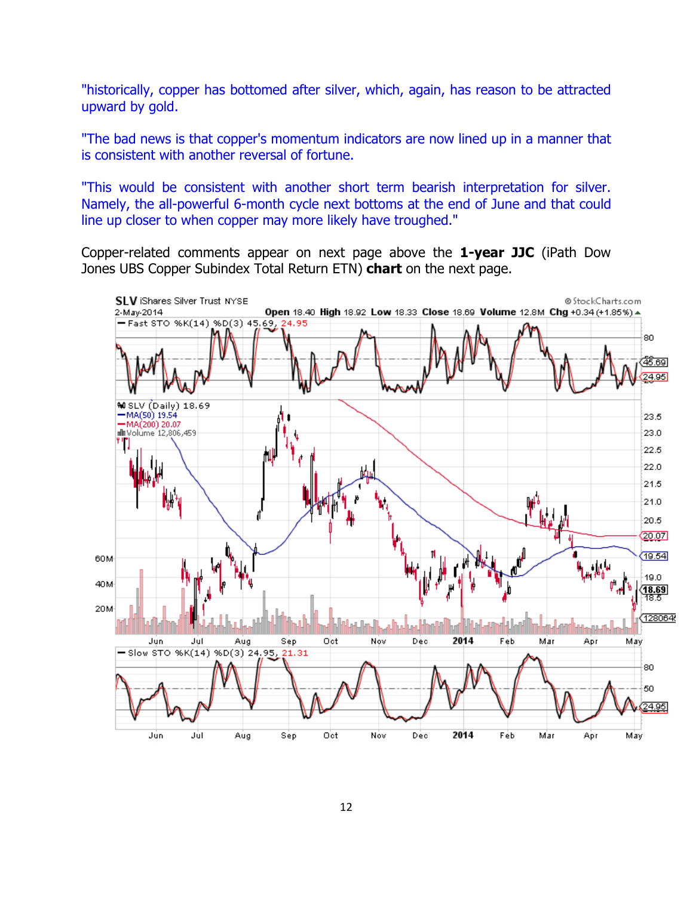"historically, copper has bottomed after silver, which, again, has reason to be attracted upward by gold.

"The bad news is that copper's momentum indicators are now lined up in a manner that is consistent with another reversal of fortune.

"This would be consistent with another short term bearish interpretation for silver. Namely, the all-powerful 6-month cycle next bottoms at the end of June and that could line up closer to when copper may more likely have troughed."

Copper-related comments appear on next page above the **1-year JJC** (iPath Dow Jones UBS Copper Subindex Total Return ETN) **chart** on the next page.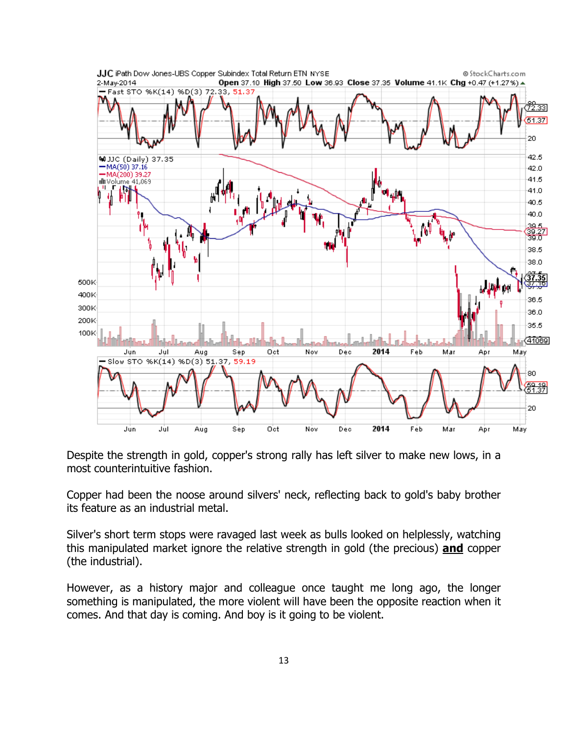Despite the strength in gold, copper's strong rally has left silver to make new lows, in a most counterintuitive fashion.

Copper had been the noose around silvers' neck, reflecting back to gold's baby brother its feature as an industrial metal.

Silver's short term stops were ravaged last week as bulls looked on helplessly, watching this manipulated market ignore the relative strength in gold (the precious) **and** copper (the industrial).

However, as a history major and colleague once taught me long ago, the longer something is manipulated, the more violent will have been the opposite reaction when it comes. And that day is coming. And boy is it going to be violent.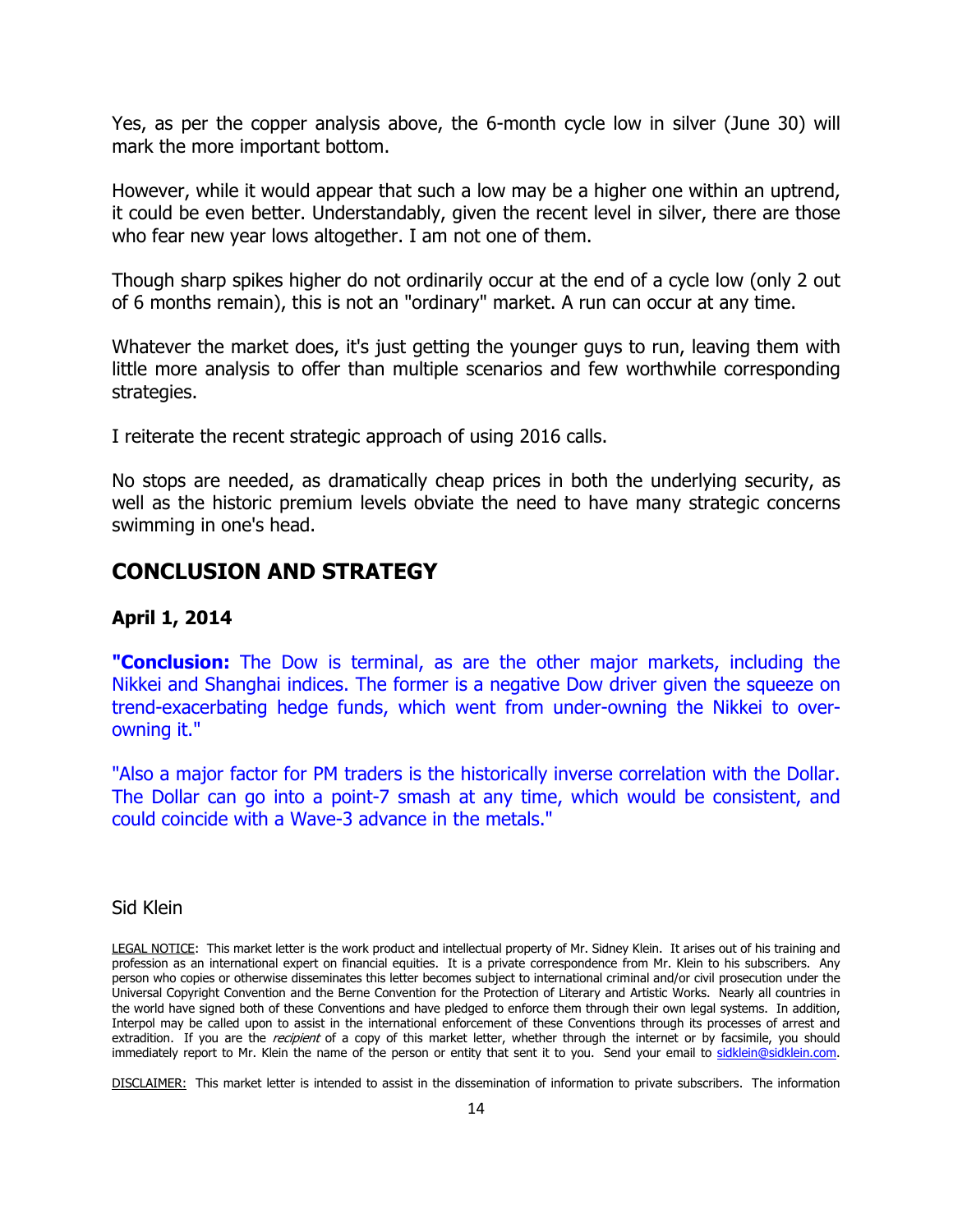Yes, as per the copper analysis above, the 6-month cycle low in silver (June 30) will mark the more important bottom.

However, while it would appear that such a low may be a higher one within an uptrend, it could be even better. Understandably, given the recent level in silver, there are those who fear new year lows altogether. I am not one of them.

Though sharp spikes higher do not ordinarily occur at the end of a cycle low (only 2 out of 6 months remain), this is not an "ordinary" market. A run can occur at any time.

Whatever the market does, it's just getting the younger guys to run, leaving them with little more analysis to offer than multiple scenarios and few worthwhile corresponding strategies.

I reiterate the recent strategic approach of using 2016 calls.

No stops are needed, as dramatically cheap prices in both the underlying security, as well as the historic premium levels obviate the need to have many strategic concerns swimming in one's head.

## CONCLUSION AND STRATEGY

**April 1, 2014**

**"Conclusion:** The Dow is terminal, as are the other major markets, including the Nikkei and Shanghai indices. The former is a negative Dow driver given the squeeze on trend-exacerbating hedge funds, which went from under-owning the Nikkei to over-owning it."

"Also a major factor for PM traders is the historically inverse correlation with the Dollar. The Dollar can go into a point-7 smash at any time, which would be consistent, and could coincide with a Wave-3 advance in the metals."

Sid Klein

LEGAL NOTICE: This market letter is the work product and intellectual property of Mr. Sidney Klein. It arises out of his training and profession as an international expert on financial equities. It is a private correspondence from Mr. Klein to his subscribers. Any person who copies or otherwise disseminates this letter becomes subject to international criminal and/or civil prosecution under the Universal Copyright Convention and the Berne Convention for the Protection of Literary and Artistic Works. Nearly all countries in the world have signed both of these Conventions and have pledged to enforce them through their own legal systems. In addition, Interpol may be called upon to assist in the international enforcement of these Conventions through its processes of arrest and extradition. If you are the *recipient* of a copy of this market letter, whether through the internet or by facsimile, you should immediately report to Mr. Klein the name of the person or entity that sent it to you. Send your email to sidklein@sidklein.com.

DISCLAIMER: This market letter is intended to assist in the dissemination of information to private subscribers. The information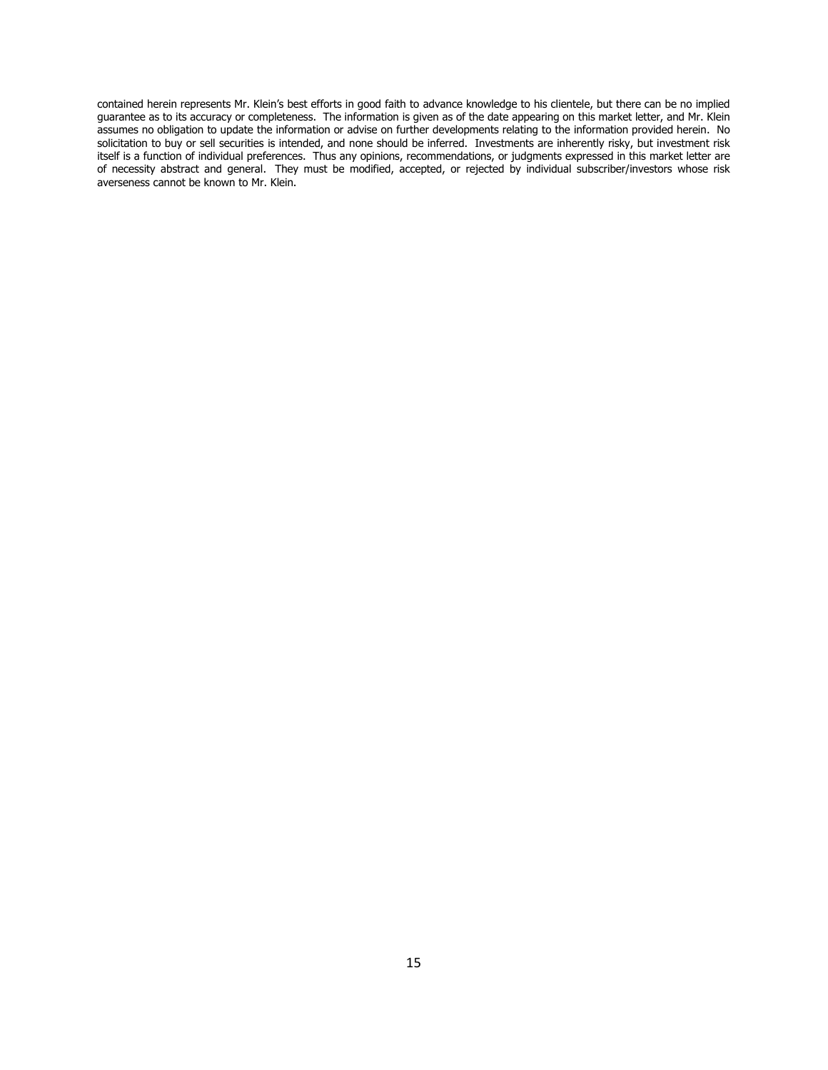contained herein represents Mr. Klein's best efforts in good faith to advance knowledge to his clientele, but there can be no implied guarantee as to its accuracy or completeness. The information is given as of the date appearing on this market letter, and Mr. Klein assumes no obligation to update the information or advise on further developments relating to the information provided herein. No solicitation to buy or sell securities is intended, and none should be inferred. Investments are inherently risky, but investment risk itself is a function of individual preferences. Thus any opinions, recommendations, or judgments expressed in this market letter are of necessity abstract and general. They must be modified, accepted, or rejected by individual subscriber/investors whose risk averseness cannot be known to Mr. Klein.